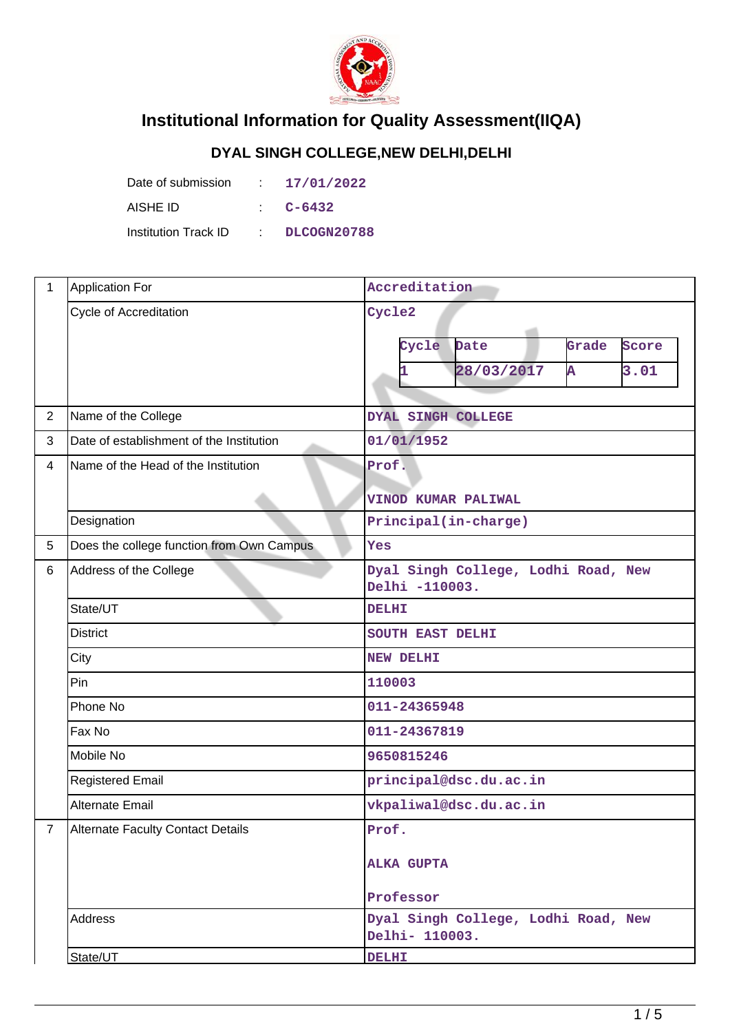# Institutional Information for Quality Assessment(IIQA)

## DYAL SINGH COLLEGE,NEW DELHI,DELHI

| | | |
|---|---|---|
| Date of submission | : | 17/01/2022 |
| AISHE ID | : | C-6432 |
| Institution Track ID | : | DLCOGN20788 |

| | | |
|---|---|---|
| 1 | Application For | Accreditation |
| | Cycle of Accreditation | Cycle2<br><br>Cycle / Date / Grade / Score<br>1 / 28/03/2017 / A / 3.01 |
| 2 | Name of the College | DYAL SINGH COLLEGE |
| 3 | Date of establishment of the Institution | 01/01/1952 |
| 4 | Name of the Head of the Institution | Prof.<br><br>VINOD KUMAR PALIWAL |
| | Designation | Principal(in-charge) |
| 5 | Does the college function from Own Campus | Yes |
| 6 | Address of the College | Dyal Singh College, Lodhi Road, New Delhi -110003. |
| | State/UT | DELHI |
| | District | SOUTH EAST DELHI |
| | City | NEW DELHI |
| | Pin | 110003 |
| | Phone No | 011-24365948 |
| | Fax No | 011-24367819 |
| | Mobile No | 9650815246 |
| | Registered Email | principal@dsc.du.ac.in |
| | Alternate Email | vkpaliwal@dsc.du.ac.in |
| 7 | Alternate Faculty Contact Details | Prof.<br><br>ALKA GUPTA<br><br>Professor |
| | Address | Dyal Singh College, Lodhi Road, New Delhi- 110003. |
| | State/UT | DELHI |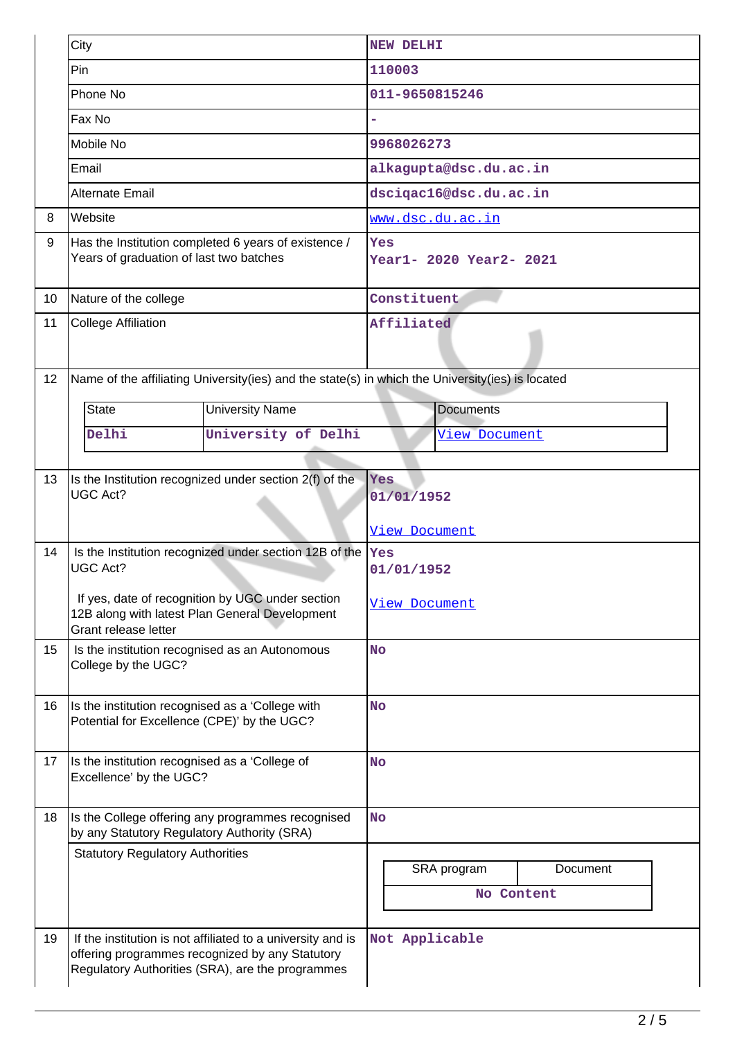|  |  |  |
|---|---|---|
|  | City | NEW DELHI |
|  | Pin | 110003 |
|  | Phone No | 011-9650815246 |
|  | Fax No | - |
|  | Mobile No | 9968026273 |
|  | Email | alkagupta@dsc.du.ac.in |
|  | Alternate Email | dsciqac16@dsc.du.ac.in |
| 8 | Website | www.dsc.du.ac.in |
| 9 | Has the Institution completed 6 years of existence / Years of graduation of last two batches | Yes<br>Year1- 2020 Year2- 2021 |
| 10 | Nature of the college | Constituent |
| 11 | College Affiliation | Affiliated |

**12** Name of the affiliating University(ies) and the state(s) in which the University(ies) is located

| State | University Name | Documents |
|---|---|---|
| Delhi | University of Delhi | View Document |

|  |  |  |
|---|---|---|
| 13 | Is the Institution recognized under section 2(f) of the UGC Act? | Yes<br>01/01/1952<br>View Document |
| 14 | Is the Institution recognized under section 12B of the UGC Act?<br>If yes, date of recognition by UGC under section 12B along with latest Plan General Development Grant release letter | Yes<br>01/01/1952<br>View Document |
| 15 | Is the institution recognised as an Autonomous College by the UGC? | No |
| 16 | Is the institution recognised as a 'College with Potential for Excellence (CPE)' by the UGC? | No |
| 17 | Is the institution recognised as a 'College of Excellence' by the UGC? | No |
| 18 | Is the College offering any programmes recognised by any Statutory Regulatory Authority (SRA) | No |
|  | Statutory Regulatory Authorities | SRA program / Document: No Content |
| 19 | If the institution is not affiliated to a university and is offering programmes recognized by any Statutory Regulatory Authorities (SRA), are the programmes | Not Applicable |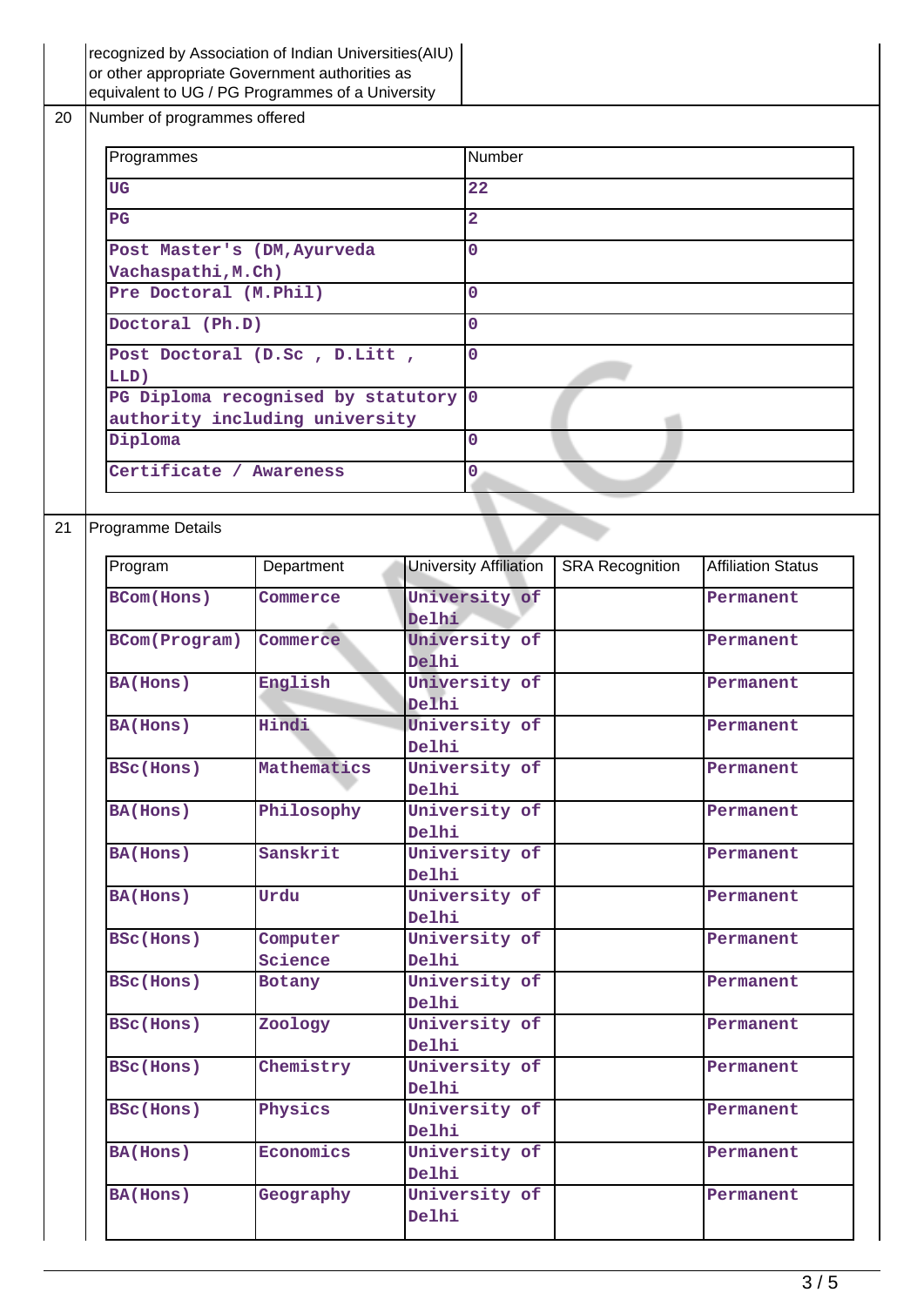| | recognized by Association of Indian Universities(AIU) or other appropriate Government authorities as equivalent to UG / PG Programmes of a University | |
|---|---|---|

**20** Number of programmes offered

| Programmes | Number |
|---|---|
| UG | 22 |
| PG | 2 |
| Post Master's (DM,Ayurveda Vachaspathi,M.Ch) | 0 |
| Pre Doctoral (M.Phil) | 0 |
| Doctoral (Ph.D) | 0 |
| Post Doctoral (D.Sc , D.Litt , LLD) | 0 |
| PG Diploma recognised by statutory authority including university | 0 |
| Diploma | 0 |
| Certificate / Awareness | 0 |

**21** Programme Details

| Program | Department | University Affiliation | SRA Recognition | Affiliation Status |
|---|---|---|---|---|
| BCom(Hons) | Commerce | University of Delhi | | Permanent |
| BCom(Program) | Commerce | University of Delhi | | Permanent |
| BA(Hons) | English | University of Delhi | | Permanent |
| BA(Hons) | Hindi | University of Delhi | | Permanent |
| BSc(Hons) | Mathematics | University of Delhi | | Permanent |
| BA(Hons) | Philosophy | University of Delhi | | Permanent |
| BA(Hons) | Sanskrit | University of Delhi | | Permanent |
| BA(Hons) | Urdu | University of Delhi | | Permanent |
| BSc(Hons) | Computer Science | University of Delhi | | Permanent |
| BSc(Hons) | Botany | University of Delhi | | Permanent |
| BSc(Hons) | Zoology | University of Delhi | | Permanent |
| BSc(Hons) | Chemistry | University of Delhi | | Permanent |
| BSc(Hons) | Physics | University of Delhi | | Permanent |
| BA(Hons) | Economics | University of Delhi | | Permanent |
| BA(Hons) | Geography | University of Delhi | | Permanent |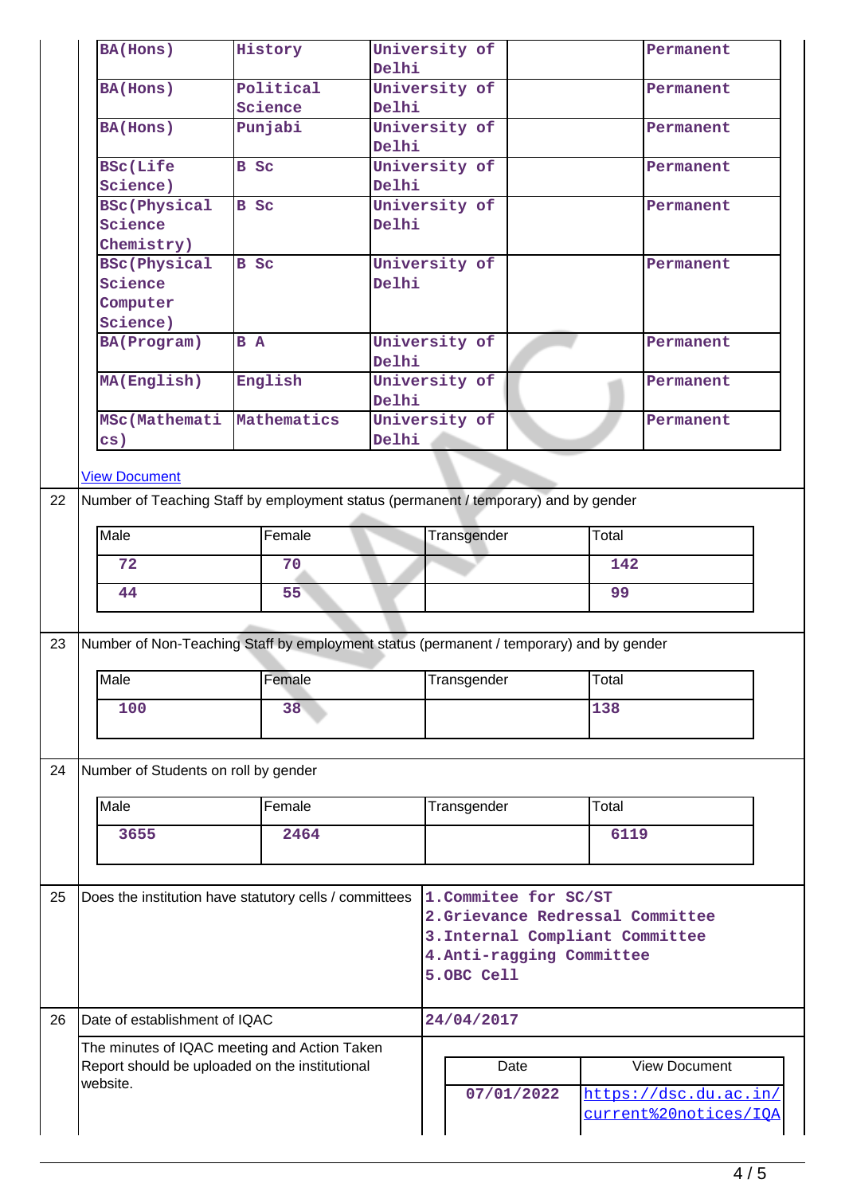| | | | | |
|---|---|---|---|---|
| BA(Hons) | History | University of Delhi | | Permanent |
| BA(Hons) | Political Science | University of Delhi | | Permanent |
| BA(Hons) | Punjabi | University of Delhi | | Permanent |
| BSc(Life Science) | B Sc | University of Delhi | | Permanent |
| BSc(Physical Science Chemistry) | B Sc | University of Delhi | | Permanent |
| BSc(Physical Science Computer Science) | B Sc | University of Delhi | | Permanent |
| BA(Program) | B A | University of Delhi | | Permanent |
| MA(English) | English | University of Delhi | | Permanent |
| MSc(Mathematics) | Mathematics | University of Delhi | | Permanent |

[View Document](#)

22 Number of Teaching Staff by employment status (permanent / temporary) and by gender

| Male | Female | Transgender | Total |
|---|---|---|---|
| 72 | 70 | | 142 |
| 44 | 55 | | 99 |

23 Number of Non-Teaching Staff by employment status (permanent / temporary) and by gender

| Male | Female | Transgender | Total |
|---|---|---|---|
| 100 | 38 | | 138 |

24 Number of Students on roll by gender

| Male | Female | Transgender | Total |
|---|---|---|---|
| 3655 | 2464 | | 6119 |

25 Does the institution have statutory cells / committees

1.Commitee for SC/ST
2.Grievance Redressal Committee
3.Internal Compliant Committee
4.Anti-ragging Committee
5.OBC Cell

26 Date of establishment of IQAC: 24/04/2017

The minutes of IQAC meeting and Action Taken Report should be uploaded on the institutional website.

| Date | View Document |
|---|---|
| 07/01/2022 | https://dsc.du.ac.in/current%20notices/IQA |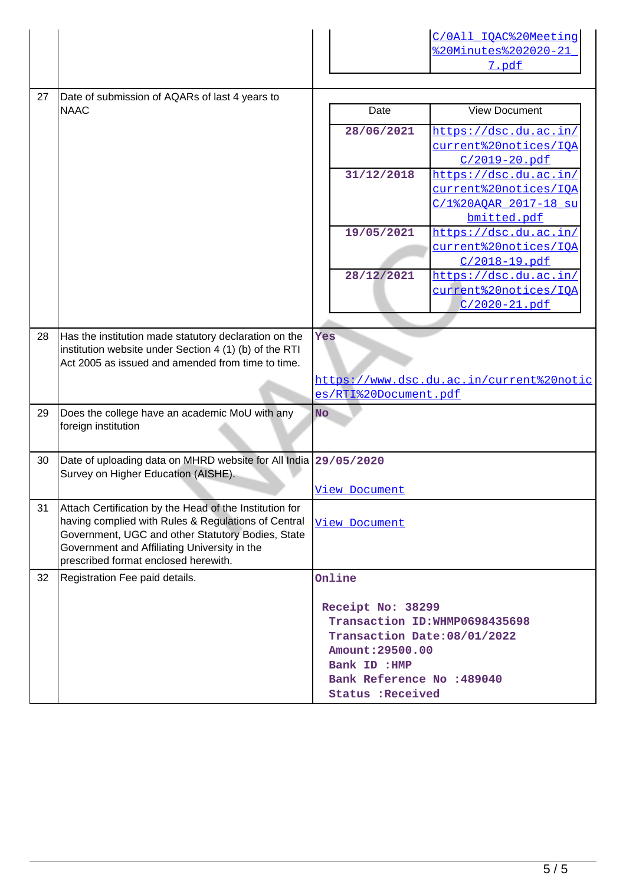| | | |
|---|---|---|
| | | C/0All IQAC%20Meeting %20Minutes%202020-21_7.pdf |
| 27 | Date of submission of AQARs of last 4 years to NAAC | |

| Date | View Document |
|---|---|
| 28/06/2021 | https://dsc.du.ac.in/current%20notices/IQAC/2019-20.pdf |
| 31/12/2018 | https://dsc.du.ac.in/current%20notices/IQAC/1%20AQAR 2017-18 submitted.pdf |
| 19/05/2021 | https://dsc.du.ac.in/current%20notices/IQAC/2018-19.pdf |
| 28/12/2021 | https://dsc.du.ac.in/current%20notices/IQAC/2020-21.pdf |

| | | |
|---|---|---|
| 28 | Has the institution made statutory declaration on the institution website under Section 4 (1) (b) of the RTI Act 2005 as issued and amended from time to time. | **Yes** https://www.dsc.du.ac.in/current%20notices/RTI%20Document.pdf |
| 29 | Does the college have an academic MoU with any foreign institution | **No** |
| 30 | Date of uploading data on MHRD website for All India Survey on Higher Education (AISHE). | **29/05/2020** View Document |
| 31 | Attach Certification by the Head of the Institution for having complied with Rules & Regulations of Central Government, UGC and other Statutory Bodies, State Government and Affiliating University in the prescribed format enclosed herewith. | View Document |
| 32 | Registration Fee paid details. | **Online** **Receipt No: 38299** **Transaction ID:WHMP0698435698** **Transaction Date:08/01/2022** **Amount:29500.00** **Bank ID :HMP** **Bank Reference No :489040** **Status :Received** |